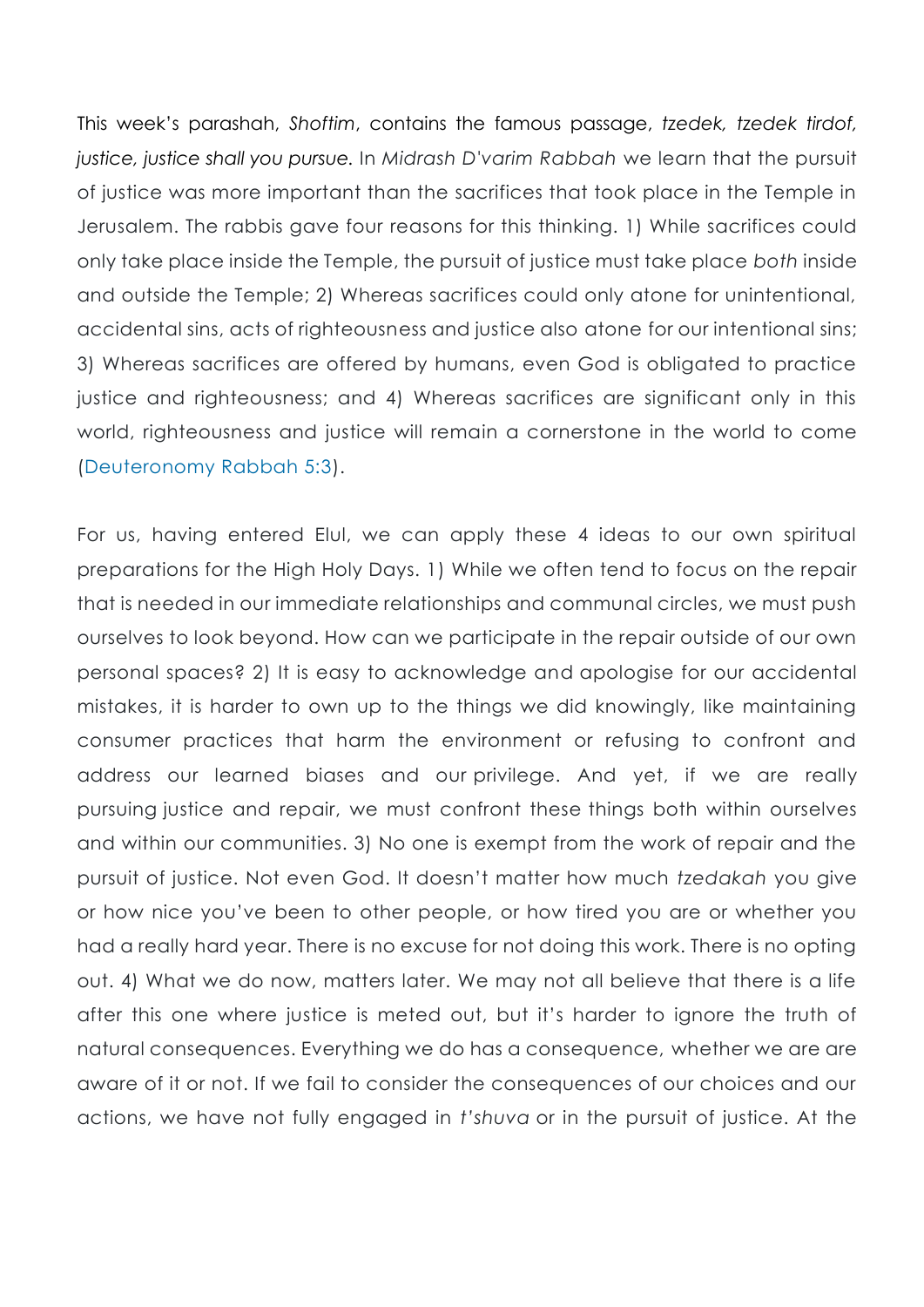This week's parashah, *Shoftim*, contains the famous passage, *tzedek, tzedek tirdof, justice, justice shall you pursue.* In *Midrash D'varim Rabbah* we learn that the pursuit of justice was more important than the sacrifices that took place in the Temple in Jerusalem. The rabbis gave four reasons for this thinking. 1) While sacrifices could only take place inside the Temple, the pursuit of justice must take place *both* inside and outside the Temple; 2) Whereas sacrifices could only atone for unintentional, accidental sins, acts of righteousness and justice also atone for our intentional sins; 3) Whereas sacrifices are offered by humans, even God is obligated to practice justice and righteousness; and 4) Whereas sacrifices are significant only in this world, righteousness and justice will remain a cornerstone in the world to come (Deuteronomy Rabbah 5:3).

For us, having entered Elul, we can apply these 4 ideas to our own spiritual preparations for the High Holy Days. 1) While we often tend to focus on the repair that is needed in our immediate relationships and communal circles, we must push ourselves to look beyond. How can we participate in the repair outside of our own personal spaces? 2) It is easy to acknowledge and apologise for our accidental mistakes, it is harder to own up to the things we did knowingly, like maintaining consumer practices that harm the environment or refusing to confront and address our learned biases and our privilege. And yet, if we are really pursuing justice and repair, we must confront these things both within ourselves and within our communities. 3) No one is exempt from the work of repair and the pursuit of justice. Not even God. It doesn't matter how much *tzedakah* you give or how nice you've been to other people, or how tired you are or whether you had a really hard year. There is no excuse for not doing this work. There is no opting out. 4) What we do now, matters later. We may not all believe that there is a life after this one where justice is meted out, but it's harder to ignore the truth of natural consequences. Everything we do has a consequence, whether we are are aware of it or not. If we fail to consider the consequences of our choices and our actions, we have not fully engaged in *t'shuva* or in the pursuit of justice. At the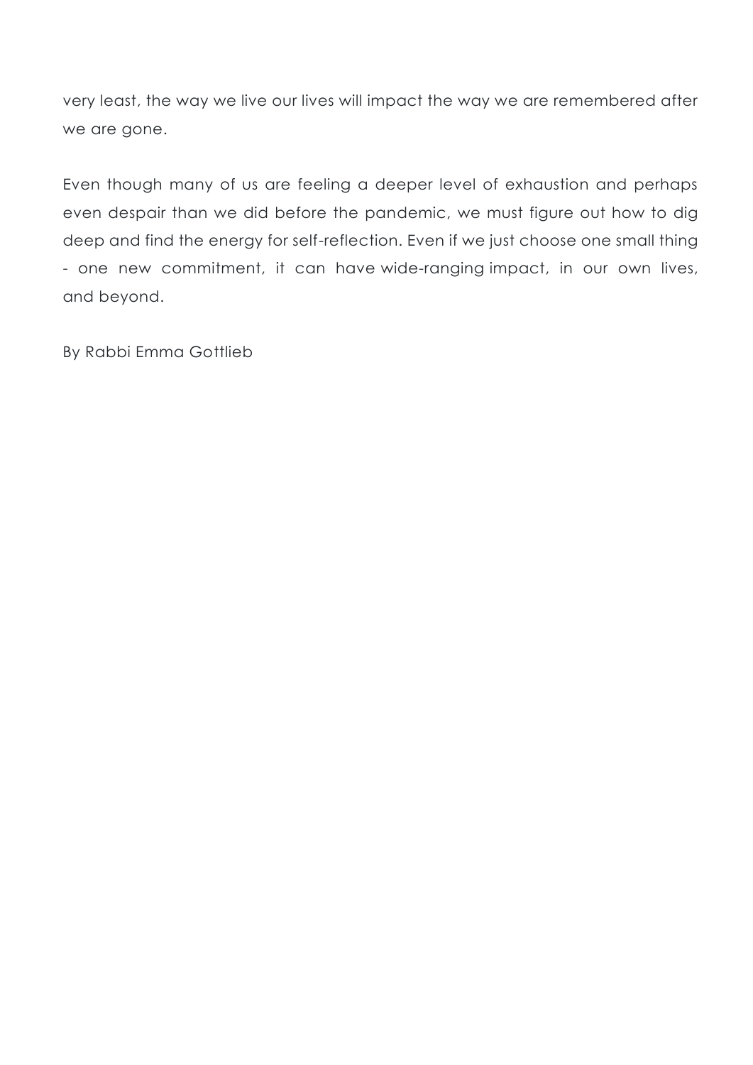very least, the way we live our lives will impact the way we are remembered after we are gone.

Even though many of us are feeling a deeper level of exhaustion and perhaps even despair than we did before the pandemic, we must figure out how to dig deep and find the energy for self-reflection. Even if we just choose one small thing - one new commitment, it can have wide-ranging impact, in our own lives, and beyond.

By Rabbi Emma Gottlieb